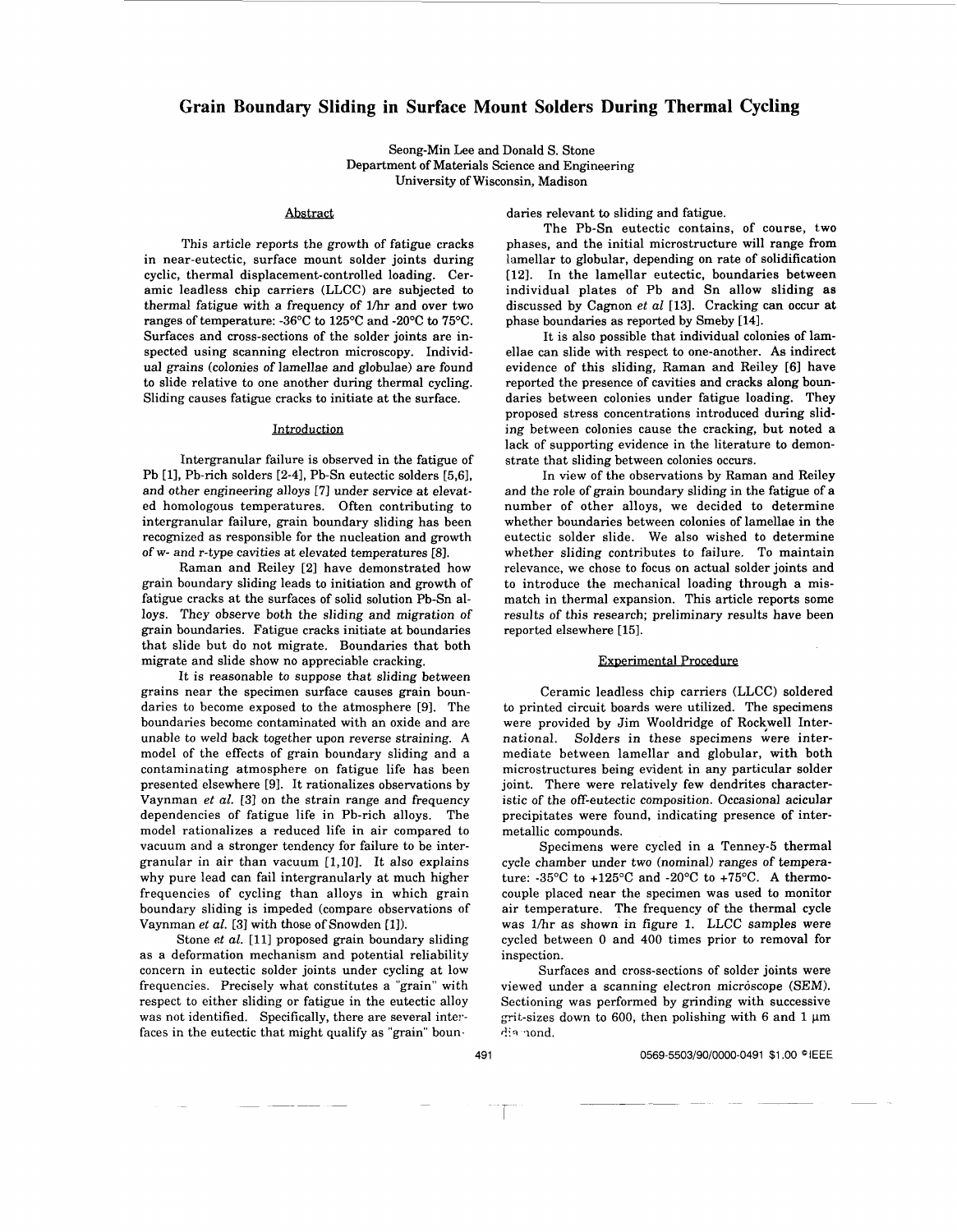# Grain Boundary Sliding in Surface Mount Solders During Thermal Cycling

Seong-Min Lee and Donald S. Stone
Department of Materials Science and Engineering
University of Wisconsin, Madison

## Abstract

This article reports the growth of fatigue cracks in near-eutectic, surface mount solder joints during cyclic, thermal displacement-controlled loading. Ceramic leadless chip carriers (LLCC) are subjected to thermal fatigue with a frequency of 1/hr and over two ranges of temperature: -36°C to 125°C and -20°C to 75°C. Surfaces and cross-sections of the solder joints are inspected using scanning electron microscopy. Individual grains (colonies of lamellae and globulae) are found to slide relative to one another during thermal cycling. Sliding causes fatigue cracks to initiate at the surface.

## Introduction

Intergranular failure is observed in the fatigue of Pb [1], Pb-rich solders [2-4], Pb-Sn eutectic solders [5,6], and other engineering alloys [7] under service at elevated homologous temperatures. Often contributing to intergranular failure, grain boundary sliding has been recognized as responsible for the nucleation and growth of w- and r-type cavities at elevated temperatures [8].

Raman and Reiley [2] have demonstrated how grain boundary sliding leads to initiation and growth of fatigue cracks at the surfaces of solid solution Pb-Sn alloys. They observe both the sliding and migration of grain boundaries. Fatigue cracks initiate at boundaries that slide but do not migrate. Boundaries that both migrate and slide show no appreciable cracking.

It is reasonable to suppose that sliding between grains near the specimen surface causes grain boundaries to become exposed to the atmosphere [9]. The boundaries become contaminated with an oxide and are unable to weld back together upon reverse straining. A model of the effects of grain boundary sliding and a contaminating atmosphere on fatigue life has been presented elsewhere [9]. It rationalizes observations by Vaynman *et al.* [3] on the strain range and frequency dependencies of fatigue life in Pb-rich alloys. The model rationalizes a reduced life in air compared to vacuum and a stronger tendency for failure to be intergranular in air than vacuum [1,10]. It also explains why pure lead can fail intergranularly at much higher frequencies of cycling than alloys in which grain boundary sliding is impeded (compare observations of Vaynman *et al.* [3] with those of Snowden [1]).

Stone *et al.* [11] proposed grain boundary sliding as a deformation mechanism and potential reliability concern in eutectic solder joints under cycling at low frequencies. Precisely what constitutes a "grain" with respect to either sliding or fatigue in the eutectic alloy was not identified. Specifically, there are several interfaces in the eutectic that might qualify as "grain" boundaries relevant to sliding and fatigue.

The Pb-Sn eutectic contains, of course, two phases, and the initial microstructure will range from lamellar to globular, depending on rate of solidification [12]. In the lamellar eutectic, boundaries between individual plates of Pb and Sn allow sliding as discussed by Cagnon *et al* [13]. Cracking can occur at phase boundaries as reported by Smeby [14].

It is also possible that individual colonies of lamellae can slide with respect to one-another. As indirect evidence of this sliding, Raman and Reiley [6] have reported the presence of cavities and cracks along boundaries between colonies under fatigue loading. They proposed stress concentrations introduced during sliding between colonies cause the cracking, but noted a lack of supporting evidence in the literature to demonstrate that sliding between colonies occurs.

In view of the observations by Raman and Reiley and the role of grain boundary sliding in the fatigue of a number of other alloys, we decided to determine whether boundaries between colonies of lamellae in the eutectic solder slide. We also wished to determine whether sliding contributes to failure. To maintain relevance, we chose to focus on actual solder joints and to introduce the mechanical loading through a mismatch in thermal expansion. This article reports some results of this research; preliminary results have been reported elsewhere [15].

## Experimental Procedure

Ceramic leadless chip carriers (LLCC) soldered to printed circuit boards were utilized. The specimens were provided by Jim Wooldridge of Rockwell International. Solders in these specimens were intermediate between lamellar and globular, with both microstructures being evident in any particular solder joint. There were relatively few dendrites characteristic of the off-eutectic composition. Occasional acicular precipitates were found, indicating presence of intermetallic compounds.

Specimens were cycled in a Tenney-5 thermal cycle chamber under two (nominal) ranges of temperature: -35°C to +125°C and -20°C to +75°C. A thermocouple placed near the specimen was used to monitor air temperature. The frequency of the thermal cycle was 1/hr as shown in figure 1. LLCC samples were cycled between 0 and 400 times prior to removal for inspection.

Surfaces and cross-sections of solder joints were viewed under a scanning electron microscope (SEM). Sectioning was performed by grinding with successive grit-sizes down to 600, then polishing with 6 and 1 μm diamond.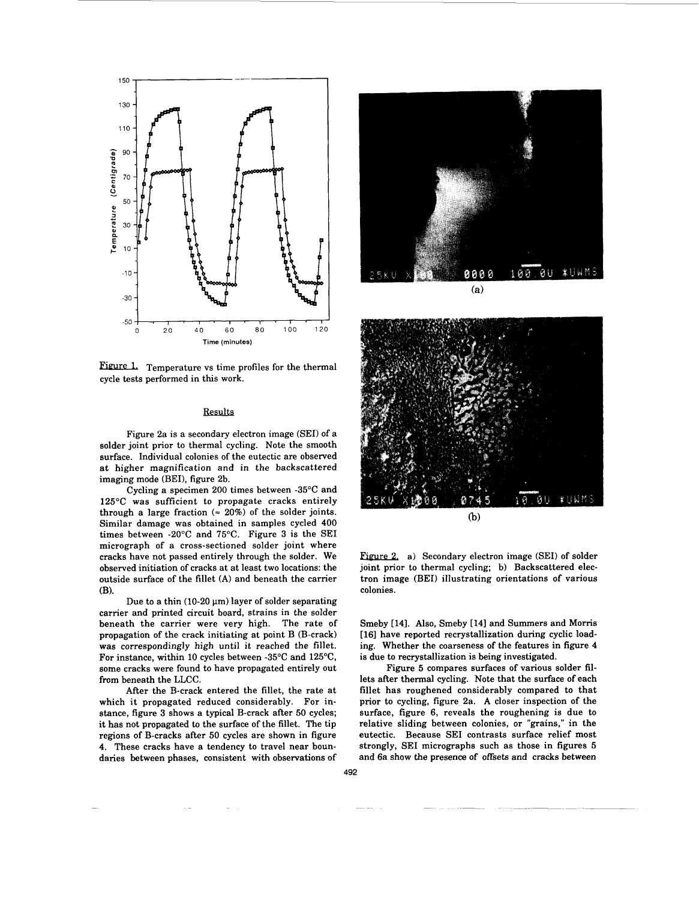Figure 1. Temperature vs time profiles for the thermal cycle tests performed in this work.

## Results

Figure 2a is a secondary electron image (SEI) of a solder joint prior to thermal cycling. Note the smooth surface. Individual colonies of the eutectic are observed at higher magnification and in the backscattered imaging mode (BEI), figure 2b.

Cycling a specimen 200 times between -35°C and 125°C was sufficient to propagate cracks entirely through a large fraction (≈ 20%) of the solder joints. Similar damage was obtained in samples cycled 400 times between -20°C and 75°C. Figure 3 is the SEI micrograph of a cross-sectioned solder joint where cracks have not passed entirely through the solder. We observed initiation of cracks at at least two locations: the outside surface of the fillet (A) and beneath the carrier (B).

Due to a thin (10-20 μm) layer of solder separating carrier and printed circuit board, strains in the solder beneath the carrier were very high. The rate of propagation of the crack initiating at point B (B-crack) was correspondingly high until it reached the fillet. For instance, within 10 cycles between -35°C and 125°C, some cracks were found to have propagated entirely out from beneath the LLCC.

After the B-crack entered the fillet, the rate at which it propagated reduced considerably. For instance, figure 3 shows a typical B-crack after 50 cycles; it has not propagated to the surface of the fillet. The tip regions of B-cracks after 50 cycles are shown in figure 4. These cracks have a tendency to travel near boundaries between phases, consistent with observations of Smeby [14]. Also, Smeby [14] and Summers and Morris [16] have reported recrystallization during cyclic loading. Whether the coarseness of the features in figure 4 is due to recrystallization is being investigated.

Figure 5 compares surfaces of various solder fillets after thermal cycling. Note that the surface of each fillet has roughened considerably compared to that prior to cycling, figure 2a. A closer inspection of the surface, figure 6, reveals the roughening is due to relative sliding between colonies, or "grains," in the eutectic. Because SEI contrasts surface relief most strongly, SEI micrographs such as those in figures 5 and 6a show the presence of offsets and cracks between

Figure 2. a) Secondary electron image (SEI) of solder joint prior to thermal cycling; b) Backscattered electron image (BEI) illustrating orientations of various colonies.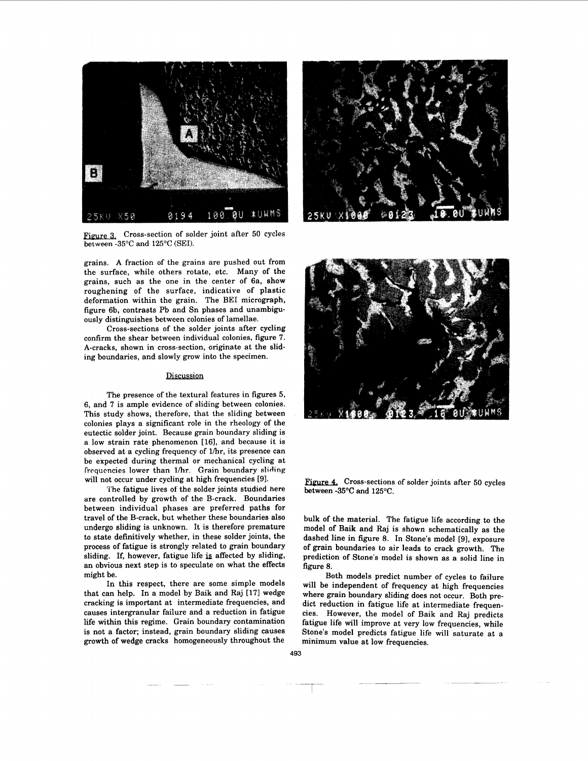Figure 3. Cross-section of solder joint after 50 cycles between -35°C and 125°C (SEI).

grains. A fraction of the grains are pushed out from the surface, while others rotate, etc. Many of the grains, such as the one in the center of 6a, show roughening of the surface, indicative of plastic deformation within the grain. The BEI micrograph, figure 6b, contrasts Pb and Sn phases and unambiguously distinguishes between colonies of lamellae.

Cross-sections of the solder joints after cycling confirm the shear between individual colonies, figure 7. A-cracks, shown in cross-section, originate at the sliding boundaries, and slowly grow into the specimen.

## Discussion

The presence of the textural features in figures 5, 6, and 7 is ample evidence of sliding between colonies. This study shows, therefore, that the sliding between colonies plays a significant role in the rheology of the eutectic solder joint. Because grain boundary sliding is a low strain rate phenomenon [16], and because it is observed at a cycling frequency of 1/hr, its presence can be expected during thermal or mechanical cycling at frequencies lower than 1/hr. Grain boundary sliding will not occur under cycling at high frequencies [9].

The fatigue lives of the solder joints studied here are controlled by growth of the B-crack. Boundaries between individual phases are preferred paths for travel of the B-crack, but whether these boundaries also undergo sliding is unknown. It is therefore premature to state definitively whether, in these solder joints, the process of fatigue is strongly related to grain boundary sliding. If, however, fatigue life _is_ affected by sliding, an obvious next step is to speculate on what the effects might be.

In this respect, there are some simple models that can help. In a model by Baik and Raj [17] wedge cracking is important at intermediate frequencies, and causes intergranular failure and a reduction in fatigue life within this regime. Grain boundary contamination is not a factor; instead, grain boundary sliding causes growth of wedge cracks homogeneously throughout the bulk of the material. The fatigue life according to the model of Baik and Raj is shown schematically as the dashed line in figure 8. In Stone's model [9], exposure of grain boundaries to air leads to crack growth. The prediction of Stone's model is shown as a solid line in figure 8.

Both models predict number of cycles to failure will be independent of frequency at high frequencies where grain boundary sliding does not occur. Both predict reduction in fatigue life at intermediate frequencies. However, the model of Baik and Raj predicts fatigue life will improve at very low frequencies, while Stone's model predicts fatigue life will saturate at a minimum value at low frequencies.

Figure 4. Cross-sections of solder joints after 50 cycles between -35°C and 125°C.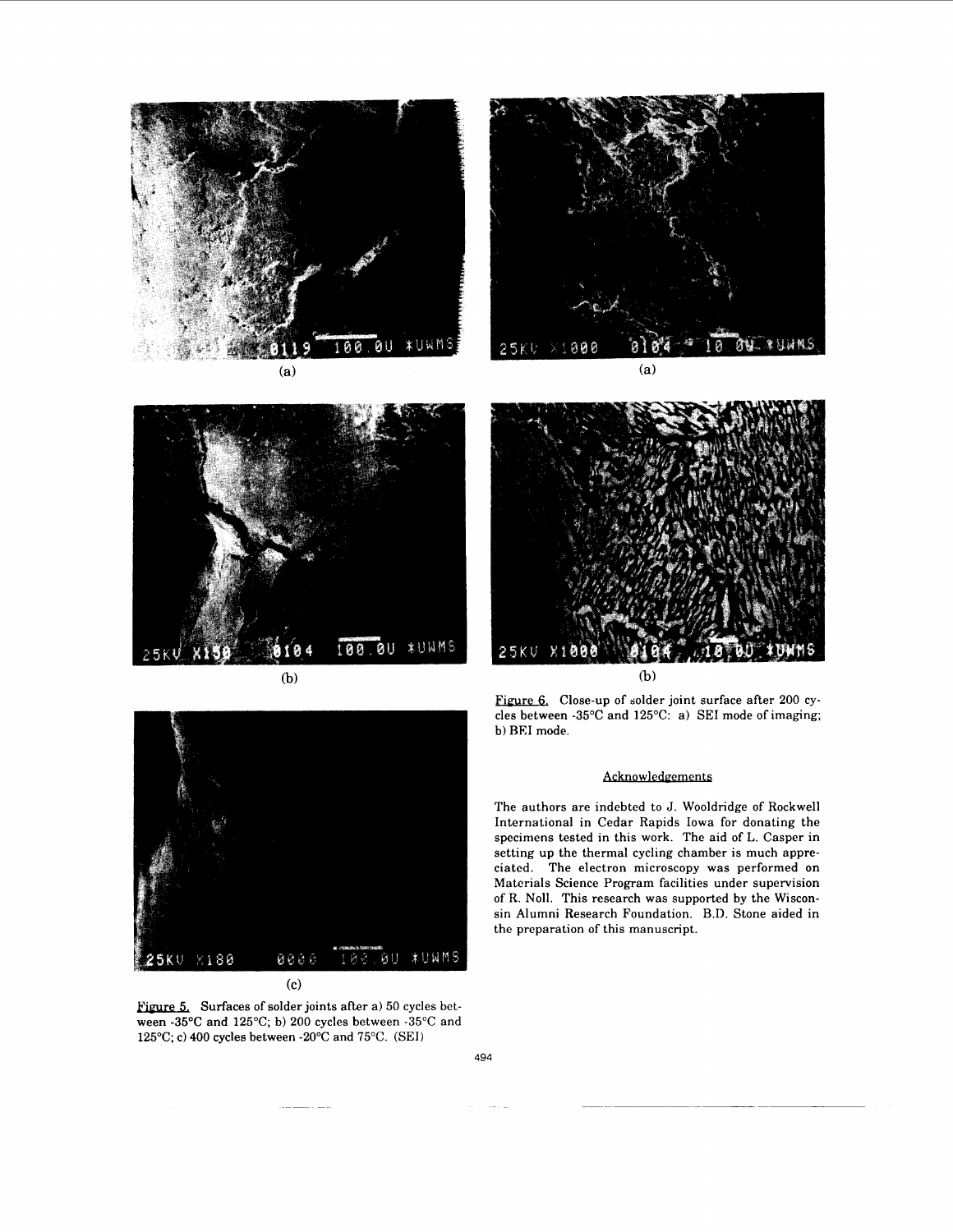(a)

(b)

(c)

Figure 5. Surfaces of solder joints after a) 50 cycles between -35°C and 125°C; b) 200 cycles between -35°C and 125°C; c) 400 cycles between -20°C and 75°C. (SEI)

(a)

(b)

Figure 6. Close-up of solder joint surface after 200 cycles between -35°C and 125°C: a) SEI mode of imaging; b) BEI mode.

## Acknowledgements

The authors are indebted to J. Wooldridge of Rockwell International in Cedar Rapids Iowa for donating the specimens tested in this work. The aid of L. Casper in setting up the thermal cycling chamber is much appreciated. The electron microscopy was performed on Materials Science Program facilities under supervision of R. Noll. This research was supported by the Wisconsin Alumni Research Foundation. B.D. Stone aided in the preparation of this manuscript.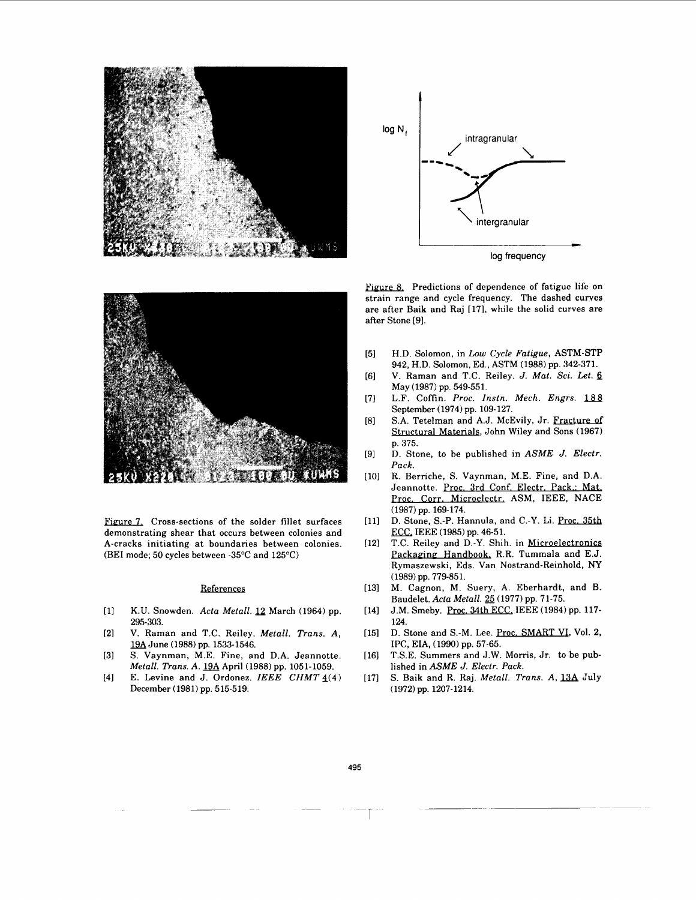log $N_f$

intragranular

intergranular

log frequency

Figure 8. Predictions of dependence of fatigue life on strain range and cycle frequency. The dashed curves are after Baik and Raj [17], while the solid curves are after Stone [9].

25KV X400

25KV X220 100.0U UWMS

Figure 7. Cross-sections of the solder fillet surfaces demonstrating shear that occurs between colonies and A-cracks initiating at boundaries between colonies. (BEI mode; 50 cycles between -35°C and 125°C)

## References

[1] K.U. Snowden. *Acta Metall.* 12 March (1964) pp. 295-303.

[2] V. Raman and T.C. Reiley. *Metall. Trans. A*, 19A June (1988) pp. 1533-1546.

[3] S. Vaynman, M.E. Fine, and D.A. Jeannotte. *Metall. Trans. A.* 19A April (1988) pp. 1051-1059.

[4] E. Levine and J. Ordonez. *IEEE CHMT* 4(4) December (1981) pp. 515-519.

[5] H.D. Solomon, in *Low Cycle Fatigue*, ASTM-STP 942, H.D. Solomon, Ed., ASTM (1988) pp. 342-371.

[6] V. Raman and T.C. Reiley. *J. Mat. Sci. Let.* 6 May (1987) pp. 549-551.

[7] L.F. Coffin. *Proc. Instn. Mech. Engrs.* 188 September (1974) pp. 109-127.

[8] S.A. Tetelman and A.J. McEvily, Jr. Fracture of Structural Materials, John Wiley and Sons (1967) p. 375.

[9] D. Stone, to be published in *ASME J. Electr. Pack.*

[10] R. Berriche, S. Vaynman, M.E. Fine, and D.A. Jeannotte. Proc. 3rd Conf. Electr. Pack.: Mat. Proc. Corr. Microelectr. ASM, IEEE, NACE (1987) pp. 169-174.

[11] D. Stone, S.-P. Hannula, and C.-Y. Li. Proc. 35th ECC, IEEE (1985) pp. 46-51.

[12] T.C. Reiley and D.-Y. Shih. in Microelectronics Packaging Handbook, R.R. Tummala and E.J. Rymaszewski, Eds. Van Nostrand-Reinhold, NY (1989) pp. 779-851.

[13] M. Cagnon, M. Suery, A. Eberhardt, and B. Baudelet. *Acta Metall.* 25 (1977) pp. 71-75.

[14] J.M. Smeby. Proc. 34th ECC, IEEE (1984) pp. 117-124.

[15] D. Stone and S.-M. Lee. Proc. SMART VI, Vol. 2, IPC, EIA, (1990) pp. 57-65.

[16] T.S.E. Summers and J.W. Morris, Jr. to be published in *ASME J. Electr. Pack.*

[17] S. Baik and R. Raj. *Metall. Trans. A*, 13A July (1972) pp. 1207-1214.